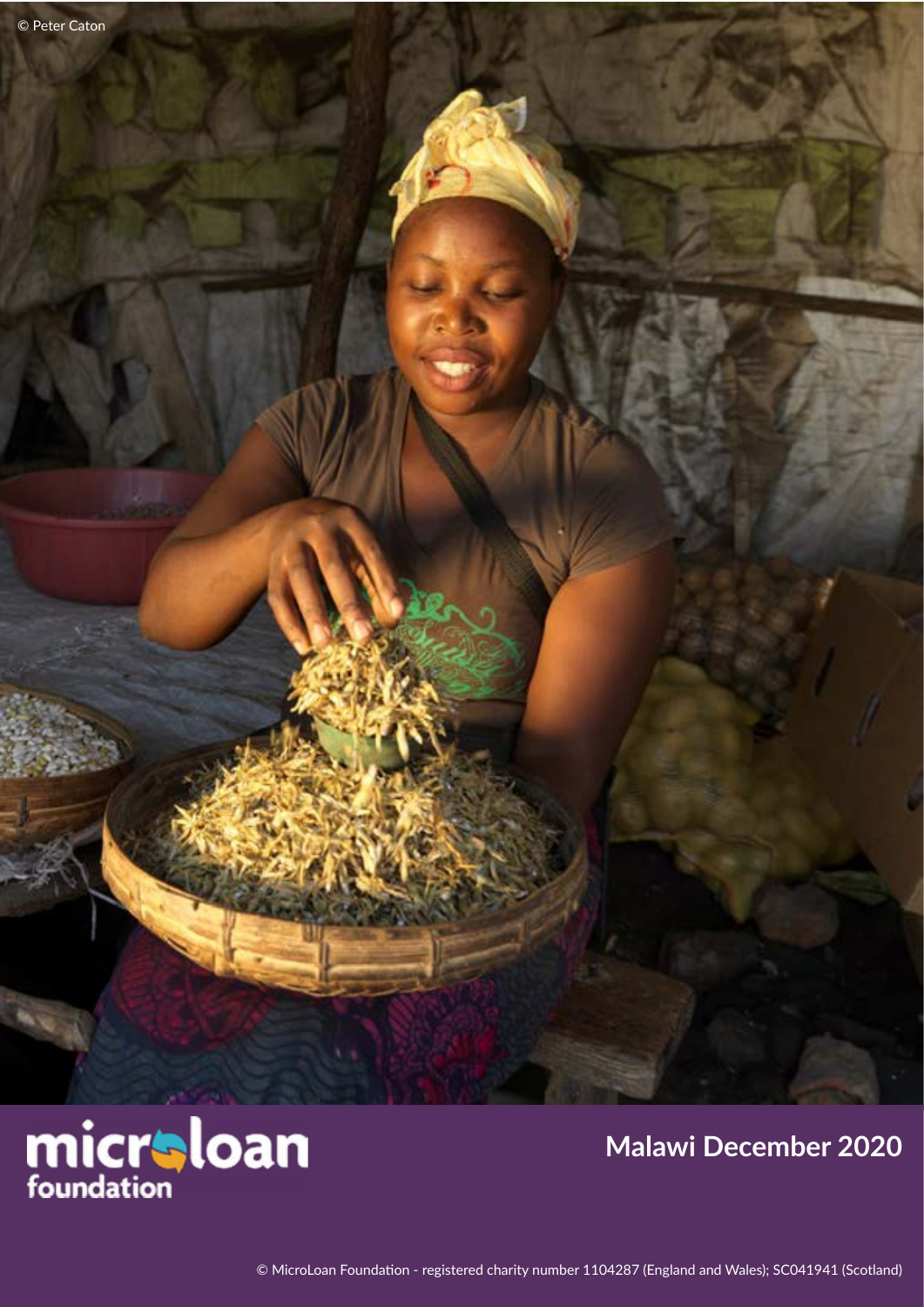© Peter Caton

microloan foundation

# Malawi December 2020

© MicroLoan Foundation - registered charity number 1104287 (England and Wales); SC041941 (Scotland)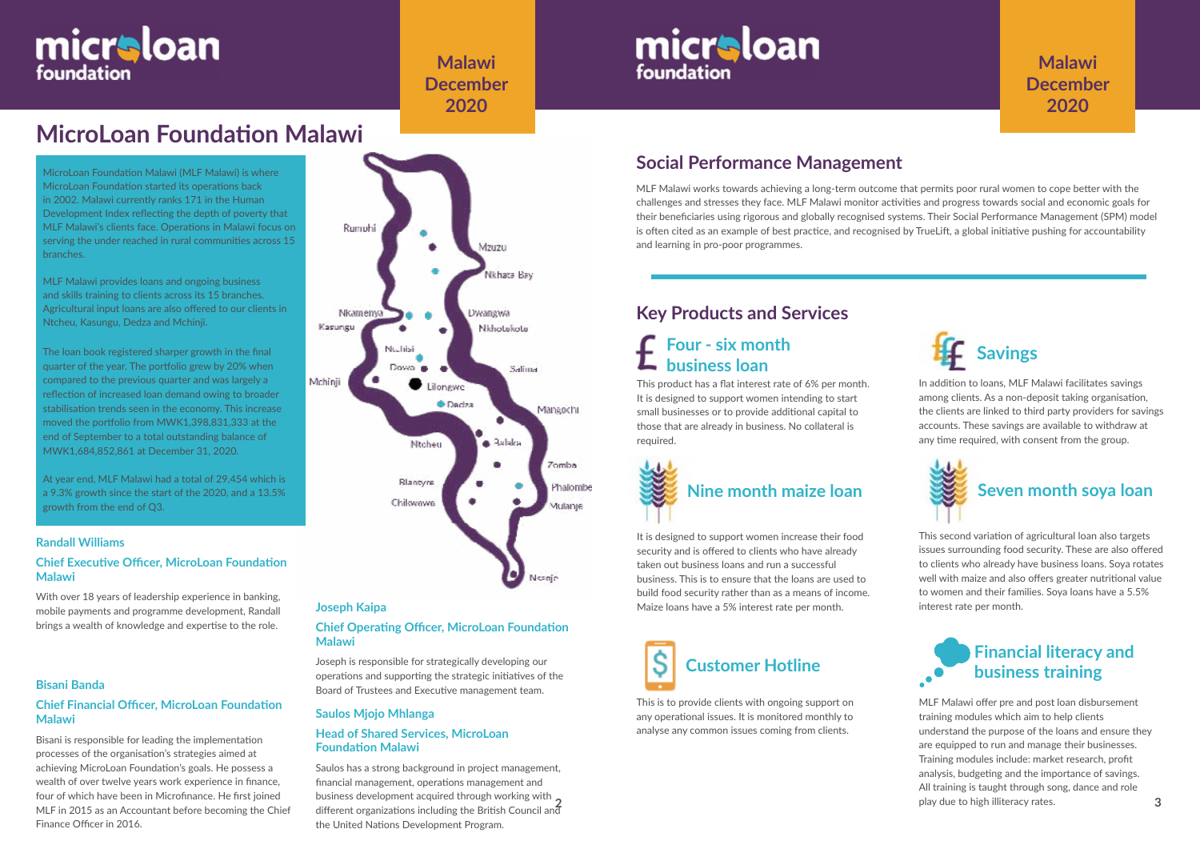# MicroLoan Foundation Malawi

Malawi December 2020

MicroLoan Foundation Malawi (MLF Malawi) is where MicroLoan Foundation started its operations back in 2002. Malawi currently ranks 171 in the Human Development Index reflecting the depth of poverty that MLF Malawi's clients face. Operations in Malawi focus on serving the under reached in rural communities across 15 branches.

MLF Malawi provides loans and ongoing business and skills training to clients across its 15 branches. Agricultural input loans are also offered to our clients in Ntcheu, Kasungu, Dedza and Mchinji.

The loan book registered sharper growth in the final quarter of the year. The portfolio grew by 20% when compared to the previous quarter and was largely a reflection of increased loan demand owing to broader stabilisation trends seen in the economy. This increase moved the portfolio from MWK1,398,831,333 at the end of September to a total outstanding balance of MWK1,684,852,861 at December 31, 2020.

At year end, MLF Malawi had a total of 29,454 which is a 9.3% growth since the start of the 2020, and a 13.5% growth from the end of Q3.

Rumphi, Mzuzu, Nkhata Bay, Nkhamenya, Kasungu, Dwangwa, Nkhotakota, Ntchisi, Dowa, Salima, Mchinji, Lilongwe, Dedza, Mangochi, Ntcheu, Balaka, Zomba, Blantyre, Phalombe, Chikwawa, Mulanje, Nsanje

### Randall Williams

**Chief Executive Officer, MicroLoan Foundation Malawi**

With over 18 years of leadership experience in banking, mobile payments and programme development, Randall brings a wealth of knowledge and expertise to the role.

### Bisani Banda

**Chief Financial Officer, MicroLoan Foundation Malawi**

Bisani is responsible for leading the implementation processes of the organisation's strategies aimed at achieving MicroLoan Foundation's goals. He possess a wealth of over twelve years work experience in finance, four of which have been in Microfinance. He first joined MLF in 2015 as an Accountant before becoming the Chief Finance Officer in 2016.

### Joseph Kaipa

**Chief Operating Officer, MicroLoan Foundation Malawi**

Joseph is responsible for strategically developing our operations and supporting the strategic initiatives of the Board of Trustees and Executive management team.

### Saulos Mjojo Mhlanga

**Head of Shared Services, MicroLoan Foundation Malawi**

Saulos has a strong background in project management, financial management, operations management and business development acquired through working with different organizations including the British Council and the United Nations Development Program.

## Social Performance Management

MLF Malawi works towards achieving a long-term outcome that permits poor rural women to cope better with the challenges and stresses they face. MLF Malawi monitor activities and progress towards social and economic goals for their beneficiaries using rigorous and globally recognised systems. Their Social Performance Management (SPM) model is often cited as an example of best practice, and recognised by TrueLift, a global initiative pushing for accountability and learning in pro-poor programmes.

## Key Products and Services

### Four - six month business loan

This product has a flat interest rate of 6% per month. It is designed to support women intending to start small businesses or to provide additional capital to those that are already in business. No collateral is required.

### Savings

In addition to loans, MLF Malawi facilitates savings among clients. As a non-deposit taking organisation, the clients are linked to third party providers for savings accounts. These savings are available to withdraw at any time required, with consent from the group.

### Nine month maize loan

It is designed to support women increase their food security and is offered to clients who have already taken out business loans and run a successful business. This is to ensure that the loans are used to build food security rather than as a means of income. Maize loans have a 5% interest rate per month.

### Seven month soya loan

This second variation of agricultural loan also targets issues surrounding food security. These are also offered to clients who already have business loans. Soya rotates well with maize and also offers greater nutritional value to women and their families. Soya loans have a 5.5% interest rate per month.

### Customer Hotline

This is to provide clients with ongoing support on any operational issues. It is monitored monthly to analyse any common issues coming from clients.

### Financial literacy and business training

MLF Malawi offer pre and post loan disbursement training modules which aim to help clients understand the purpose of the loans and ensure they are equipped to run and manage their businesses. Training modules include: market research, profit analysis, budgeting and the importance of savings. All training is taught through song, dance and role play due to high illiteracy rates.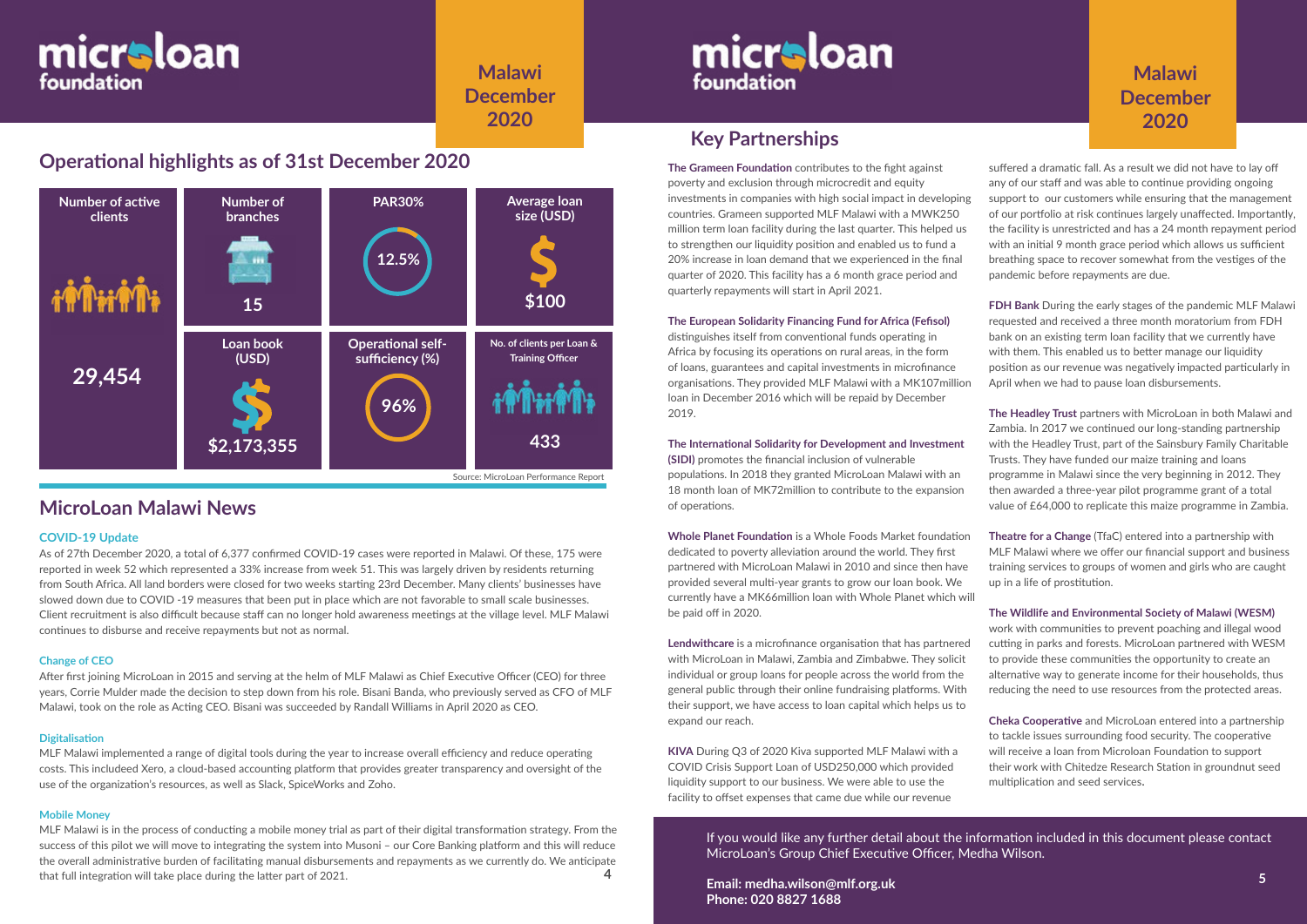# Malawi December 2020

## Operational highlights as of 31st December 2020

| Number of active clients | Number of branches | PAR30% | Average loan size (USD) |
|---|---|---|---|
| 29,454 | 15 | 12.5% | $100 |
| | **Loan book (USD)** | **Operational self-sufficiency (%)** | **No. of clients per Loan & Training Officer** |
| | $2,173,355 | 96% | 433 |

Source: MicroLoan Performance Report

## MicroLoan Malawi News

### COVID-19 Update

As of 27th December 2020, a total of 6,377 confirmed COVID-19 cases were reported in Malawi. Of these, 175 were reported in week 52 which represented a 33% increase from week 51. This was largely driven by residents returning from South Africa. All land borders were closed for two weeks starting 23rd December. Many clients' businesses have slowed down due to COVID -19 measures that been put in place which are not favorable to small scale businesses. Client recruitment is also difficult because staff can no longer hold awareness meetings at the village level. MLF Malawi continues to disburse and receive repayments but not as normal.

### Change of CEO

After first joining MicroLoan in 2015 and serving at the helm of MLF Malawi as Chief Executive Officer (CEO) for three years, Corrie Mulder made the decision to step down from his role. Bisani Banda, who previously served as CFO of MLF Malawi, took on the role as Acting CEO. Bisani was succeeded by Randall Williams in April 2020 as CEO.

### Digitalisation

MLF Malawi implemented a range of digital tools during the year to increase overall efficiency and reduce operating costs. This includeed Xero, a cloud-based accounting platform that provides greater transparency and oversight of the use of the organization's resources, as well as Slack, SpiceWorks and Zoho.

### Mobile Money

MLF Malawi is in the process of conducting a mobile money trial as part of their digital transformation strategy. From the success of this pilot we will move to integrating the system into Musoni – our Core Banking platform and this will reduce the overall administrative burden of facilitating manual disbursements and repayments as we currently do. We anticipate that full integration will take place during the latter part of 2021.

## Key Partnerships

**The Grameen Foundation** contributes to the fight against poverty and exclusion through microcredit and equity investments in companies with high social impact in developing countries. Grameen supported MLF Malawi with a MWK250 million term loan facility during the last quarter. This helped us to strengthen our liquidity position and enabled us to fund a 20% increase in loan demand that we experienced in the final quarter of 2020. This facility has a 6 month grace period and quarterly repayments will start in April 2021.

**The European Solidarity Financing Fund for Africa (Fefisol)** distinguishes itself from conventional funds operating in Africa by focusing its operations on rural areas, in the form of loans, guarantees and capital investments in microfinance organisations. They provided MLF Malawi with a MK107million loan in December 2016 which will be repaid by December 2019.

**The International Solidarity for Development and Investment (SIDI)** promotes the financial inclusion of vulnerable populations. In 2018 they granted MicroLoan Malawi with an 18 month loan of MK72million to contribute to the expansion of operations.

**Whole Planet Foundation** is a Whole Foods Market foundation dedicated to poverty alleviation around the world. They first partnered with MicroLoan Malawi in 2010 and since then have provided several multi-year grants to grow our loan book. We currently have a MK66million loan with Whole Planet which will be paid off in 2020.

**Lendwithcare** is a microfinance organisation that has partnered with MicroLoan in Malawi, Zambia and Zimbabwe. They solicit individual or group loans for people across the world from the general public through their online fundraising platforms. With their support, we have access to loan capital which helps us to expand our reach.

**KIVA** During Q3 of 2020 Kiva supported MLF Malawi with a COVID Crisis Support Loan of USD250,000 which provided liquidity support to our business. We were able to use the facility to offset expenses that came due while our revenue suffered a dramatic fall. As a result we did not have to lay off any of our staff and was able to continue providing ongoing support to our customers while ensuring that the management of our portfolio at risk continues largely unaffected. Importantly, the facility is unrestricted and has a 24 month repayment period with an initial 9 month grace period which allows us sufficient breathing space to recover somewhat from the vestiges of the pandemic before repayments are due.

**FDH Bank** During the early stages of the pandemic MLF Malawi requested and received a three month moratorium from FDH bank on an existing term loan facility that we currently have with them. This enabled us to better manage our liquidity position as our revenue was negatively impacted particularly in April when we had to pause loan disbursements.

**The Headley Trust** partners with MicroLoan in both Malawi and Zambia. In 2017 we continued our long-standing partnership with the Headley Trust, part of the Sainsbury Family Charitable Trusts. They have funded our maize training and loans programme in Malawi since the very beginning in 2012. They then awarded a three-year pilot programme grant of a total value of £64,000 to replicate this maize programme in Zambia.

**Theatre for a Change** (TfaC) entered into a partnership with MLF Malawi where we offer our financial support and business training services to groups of women and girls who are caught up in a life of prostitution.

**The Wildlife and Environmental Society of Malawi (WESM)** work with communities to prevent poaching and illegal wood cutting in parks and forests. MicroLoan partnered with WESM to provide these communities the opportunity to create an alternative way to generate income for their households, thus reducing the need to use resources from the protected areas.

**Cheka Cooperative** and MicroLoan entered into a partnership to tackle issues surrounding food security. The cooperative will receive a loan from Microloan Foundation to support their work with Chitedze Research Station in groundnut seed multiplication and seed services.

If you would like any further detail about the information included in this document please contact MicroLoan's Group Chief Executive Officer, Medha Wilson.

**Email: medha.wilson@mlf.org.uk**
**Phone: 020 8827 1688**